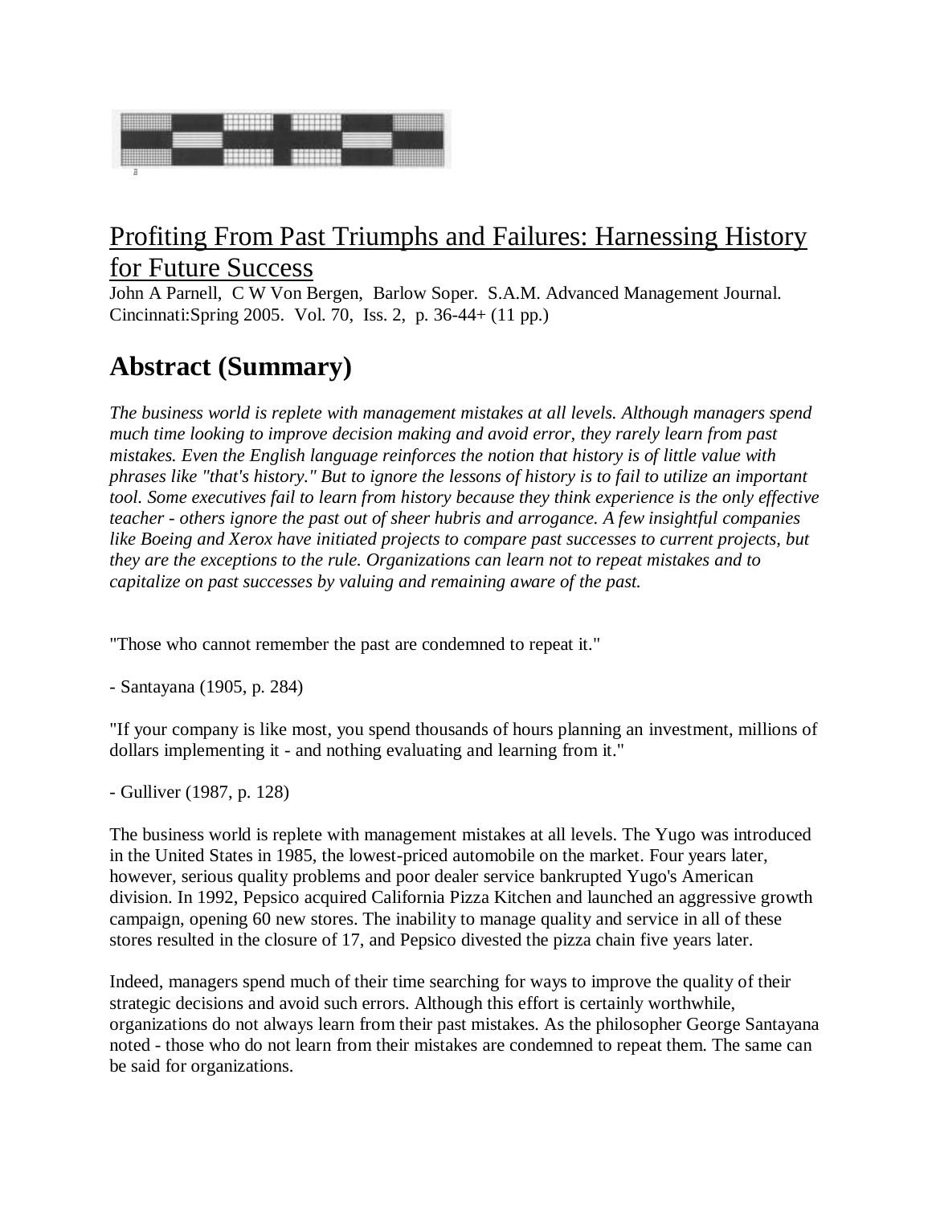# Profiting From Past Triumphs and Failures: Harnessing History for Future Success

John A Parnell, C W Von Bergen, Barlow Soper. S.A.M. Advanced Management Journal. Cincinnati:Spring 2005. Vol. 70, Iss. 2, p. 36-44+ (11 pp.)

## Abstract (Summary)

*The business world is replete with management mistakes at all levels. Although managers spend much time looking to improve decision making and avoid error, they rarely learn from past mistakes. Even the English language reinforces the notion that history is of little value with phrases like "that's history." But to ignore the lessons of history is to fail to utilize an important tool. Some executives fail to learn from history because they think experience is the only effective teacher - others ignore the past out of sheer hubris and arrogance. A few insightful companies like Boeing and Xerox have initiated projects to compare past successes to current projects, but they are the exceptions to the rule. Organizations can learn not to repeat mistakes and to capitalize on past successes by valuing and remaining aware of the past.*

"Those who cannot remember the past are condemned to repeat it."

- Santayana (1905, p. 284)

"If your company is like most, you spend thousands of hours planning an investment, millions of dollars implementing it - and nothing evaluating and learning from it."

- Gulliver (1987, p. 128)

The business world is replete with management mistakes at all levels. The Yugo was introduced in the United States in 1985, the lowest-priced automobile on the market. Four years later, however, serious quality problems and poor dealer service bankrupted Yugo's American division. In 1992, Pepsico acquired California Pizza Kitchen and launched an aggressive growth campaign, opening 60 new stores. The inability to manage quality and service in all of these stores resulted in the closure of 17, and Pepsico divested the pizza chain five years later.

Indeed, managers spend much of their time searching for ways to improve the quality of their strategic decisions and avoid such errors. Although this effort is certainly worthwhile, organizations do not always learn from their past mistakes. As the philosopher George Santayana noted - those who do not learn from their mistakes are condemned to repeat them. The same can be said for organizations.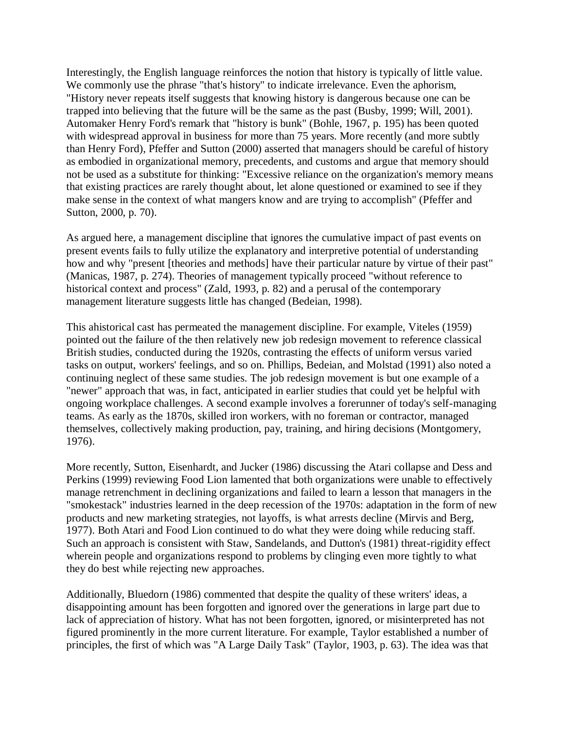Interestingly, the English language reinforces the notion that history is typically of little value. We commonly use the phrase "that's history" to indicate irrelevance. Even the aphorism, "History never repeats itself suggests that knowing history is dangerous because one can be trapped into believing that the future will be the same as the past (Busby, 1999; Will, 2001). Automaker Henry Ford's remark that "history is bunk" (Bohle, 1967, p. 195) has been quoted with widespread approval in business for more than 75 years. More recently (and more subtly than Henry Ford), Pfeffer and Sutton (2000) asserted that managers should be careful of history as embodied in organizational memory, precedents, and customs and argue that memory should not be used as a substitute for thinking: "Excessive reliance on the organization's memory means that existing practices are rarely thought about, let alone questioned or examined to see if they make sense in the context of what mangers know and are trying to accomplish" (Pfeffer and Sutton, 2000, p. 70).

As argued here, a management discipline that ignores the cumulative impact of past events on present events fails to fully utilize the explanatory and interpretive potential of understanding how and why "present [theories and methods] have their particular nature by virtue of their past" (Manicas, 1987, p. 274). Theories of management typically proceed "without reference to historical context and process" (Zald, 1993, p. 82) and a perusal of the contemporary management literature suggests little has changed (Bedeian, 1998).

This ahistorical cast has permeated the management discipline. For example, Viteles (1959) pointed out the failure of the then relatively new job redesign movement to reference classical British studies, conducted during the 1920s, contrasting the effects of uniform versus varied tasks on output, workers' feelings, and so on. Phillips, Bedeian, and Molstad (1991) also noted a continuing neglect of these same studies. The job redesign movement is but one example of a "newer" approach that was, in fact, anticipated in earlier studies that could yet be helpful with ongoing workplace challenges. A second example involves a forerunner of today's self-managing teams. As early as the 1870s, skilled iron workers, with no foreman or contractor, managed themselves, collectively making production, pay, training, and hiring decisions (Montgomery, 1976).

More recently, Sutton, Eisenhardt, and Jucker (1986) discussing the Atari collapse and Dess and Perkins (1999) reviewing Food Lion lamented that both organizations were unable to effectively manage retrenchment in declining organizations and failed to learn a lesson that managers in the "smokestack" industries learned in the deep recession of the 1970s: adaptation in the form of new products and new marketing strategies, not layoffs, is what arrests decline (Mirvis and Berg, 1977). Both Atari and Food Lion continued to do what they were doing while reducing staff. Such an approach is consistent with Staw, Sandelands, and Dutton's (1981) threat-rigidity effect wherein people and organizations respond to problems by clinging even more tightly to what they do best while rejecting new approaches.

Additionally, Bluedorn (1986) commented that despite the quality of these writers' ideas, a disappointing amount has been forgotten and ignored over the generations in large part due to lack of appreciation of history. What has not been forgotten, ignored, or misinterpreted has not figured prominently in the more current literature. For example, Taylor established a number of principles, the first of which was "A Large Daily Task" (Taylor, 1903, p. 63). The idea was that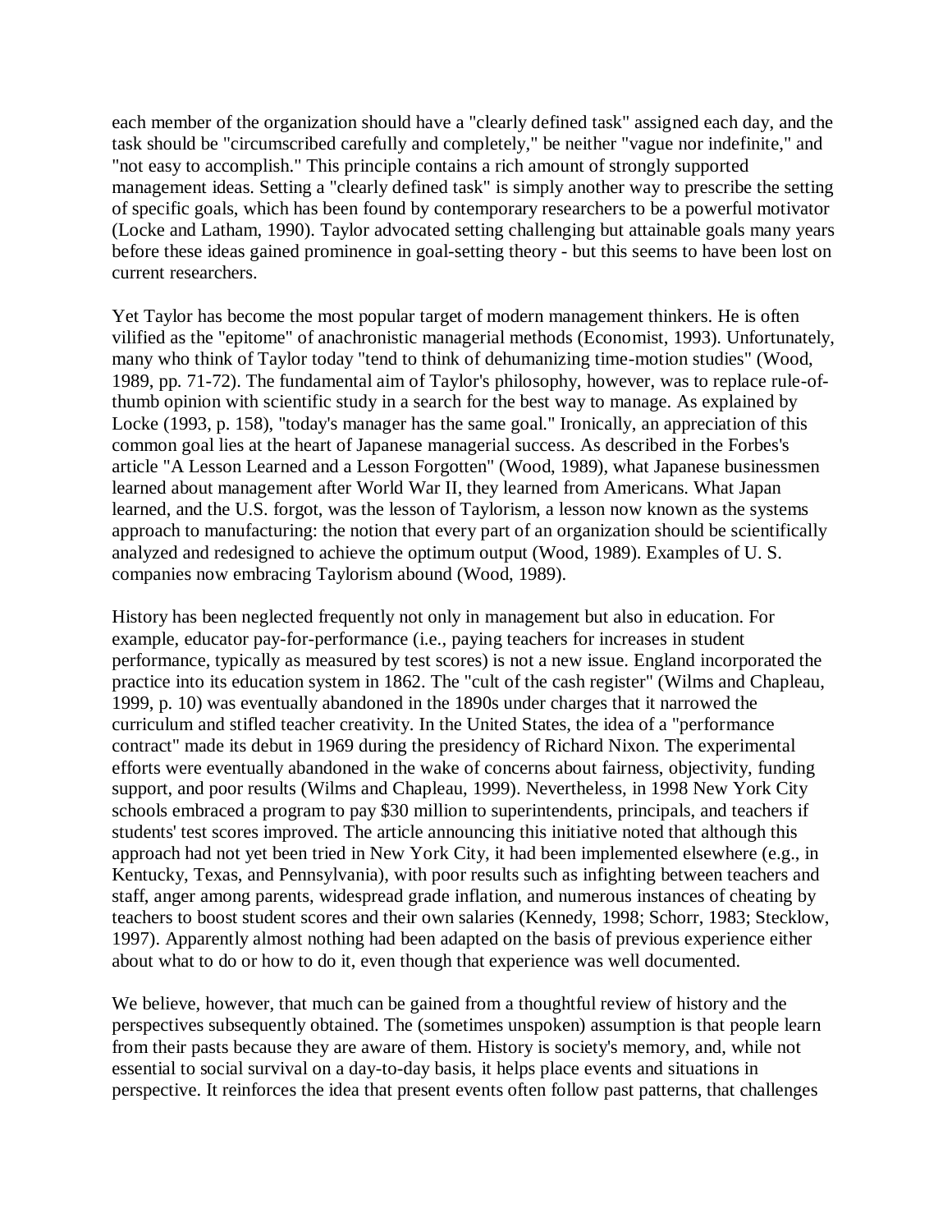each member of the organization should have a "clearly defined task" assigned each day, and the task should be "circumscribed carefully and completely," be neither "vague nor indefinite," and "not easy to accomplish." This principle contains a rich amount of strongly supported management ideas. Setting a "clearly defined task" is simply another way to prescribe the setting of specific goals, which has been found by contemporary researchers to be a powerful motivator (Locke and Latham, 1990). Taylor advocated setting challenging but attainable goals many years before these ideas gained prominence in goal-setting theory - but this seems to have been lost on current researchers.

Yet Taylor has become the most popular target of modern management thinkers. He is often vilified as the "epitome" of anachronistic managerial methods (Economist, 1993). Unfortunately, many who think of Taylor today "tend to think of dehumanizing time-motion studies" (Wood, 1989, pp. 71-72). The fundamental aim of Taylor's philosophy, however, was to replace rule-of-thumb opinion with scientific study in a search for the best way to manage. As explained by Locke (1993, p. 158), "today's manager has the same goal." Ironically, an appreciation of this common goal lies at the heart of Japanese managerial success. As described in the Forbes's article "A Lesson Learned and a Lesson Forgotten" (Wood, 1989), what Japanese businessmen learned about management after World War II, they learned from Americans. What Japan learned, and the U.S. forgot, was the lesson of Taylorism, a lesson now known as the systems approach to manufacturing: the notion that every part of an organization should be scientifically analyzed and redesigned to achieve the optimum output (Wood, 1989). Examples of U. S. companies now embracing Taylorism abound (Wood, 1989).

History has been neglected frequently not only in management but also in education. For example, educator pay-for-performance (i.e., paying teachers for increases in student performance, typically as measured by test scores) is not a new issue. England incorporated the practice into its education system in 1862. The "cult of the cash register" (Wilms and Chapleau, 1999, p. 10) was eventually abandoned in the 1890s under charges that it narrowed the curriculum and stifled teacher creativity. In the United States, the idea of a "performance contract" made its debut in 1969 during the presidency of Richard Nixon. The experimental efforts were eventually abandoned in the wake of concerns about fairness, objectivity, funding support, and poor results (Wilms and Chapleau, 1999). Nevertheless, in 1998 New York City schools embraced a program to pay $30 million to superintendents, principals, and teachers if students' test scores improved. The article announcing this initiative noted that although this approach had not yet been tried in New York City, it had been implemented elsewhere (e.g., in Kentucky, Texas, and Pennsylvania), with poor results such as infighting between teachers and staff, anger among parents, widespread grade inflation, and numerous instances of cheating by teachers to boost student scores and their own salaries (Kennedy, 1998; Schorr, 1983; Stecklow, 1997). Apparently almost nothing had been adapted on the basis of previous experience either about what to do or how to do it, even though that experience was well documented.

We believe, however, that much can be gained from a thoughtful review of history and the perspectives subsequently obtained. The (sometimes unspoken) assumption is that people learn from their pasts because they are aware of them. History is society's memory, and, while not essential to social survival on a day-to-day basis, it helps place events and situations in perspective. It reinforces the idea that present events often follow past patterns, that challenges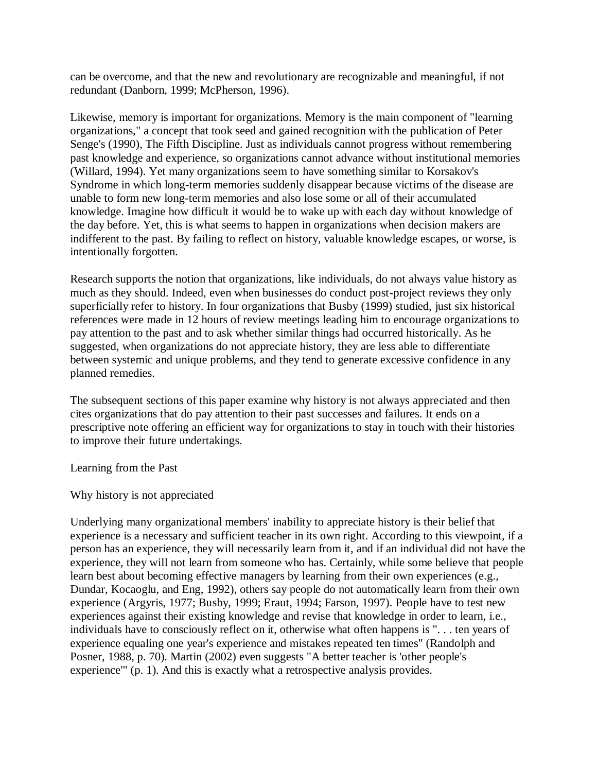can be overcome, and that the new and revolutionary are recognizable and meaningful, if not redundant (Danborn, 1999; McPherson, 1996).

Likewise, memory is important for organizations. Memory is the main component of "learning organizations," a concept that took seed and gained recognition with the publication of Peter Senge's (1990), The Fifth Discipline. Just as individuals cannot progress without remembering past knowledge and experience, so organizations cannot advance without institutional memories (Willard, 1994). Yet many organizations seem to have something similar to Korsakov's Syndrome in which long-term memories suddenly disappear because victims of the disease are unable to form new long-term memories and also lose some or all of their accumulated knowledge. Imagine how difficult it would be to wake up with each day without knowledge of the day before. Yet, this is what seems to happen in organizations when decision makers are indifferent to the past. By failing to reflect on history, valuable knowledge escapes, or worse, is intentionally forgotten.

Research supports the notion that organizations, like individuals, do not always value history as much as they should. Indeed, even when businesses do conduct post-project reviews they only superficially refer to history. In four organizations that Busby (1999) studied, just six historical references were made in 12 hours of review meetings leading him to encourage organizations to pay attention to the past and to ask whether similar things had occurred historically. As he suggested, when organizations do not appreciate history, they are less able to differentiate between systemic and unique problems, and they tend to generate excessive confidence in any planned remedies.

The subsequent sections of this paper examine why history is not always appreciated and then cites organizations that do pay attention to their past successes and failures. It ends on a prescriptive note offering an efficient way for organizations to stay in touch with their histories to improve their future undertakings.

## Learning from the Past

### Why history is not appreciated

Underlying many organizational members' inability to appreciate history is their belief that experience is a necessary and sufficient teacher in its own right. According to this viewpoint, if a person has an experience, they will necessarily learn from it, and if an individual did not have the experience, they will not learn from someone who has. Certainly, while some believe that people learn best about becoming effective managers by learning from their own experiences (e.g., Dundar, Kocaoglu, and Eng, 1992), others say people do not automatically learn from their own experience (Argyris, 1977; Busby, 1999; Eraut, 1994; Farson, 1997). People have to test new experiences against their existing knowledge and revise that knowledge in order to learn, i.e., individuals have to consciously reflect on it, otherwise what often happens is ". . . ten years of experience equaling one year's experience and mistakes repeated ten times" (Randolph and Posner, 1988, p. 70). Martin (2002) even suggests "A better teacher is 'other people's experience'" (p. 1). And this is exactly what a retrospective analysis provides.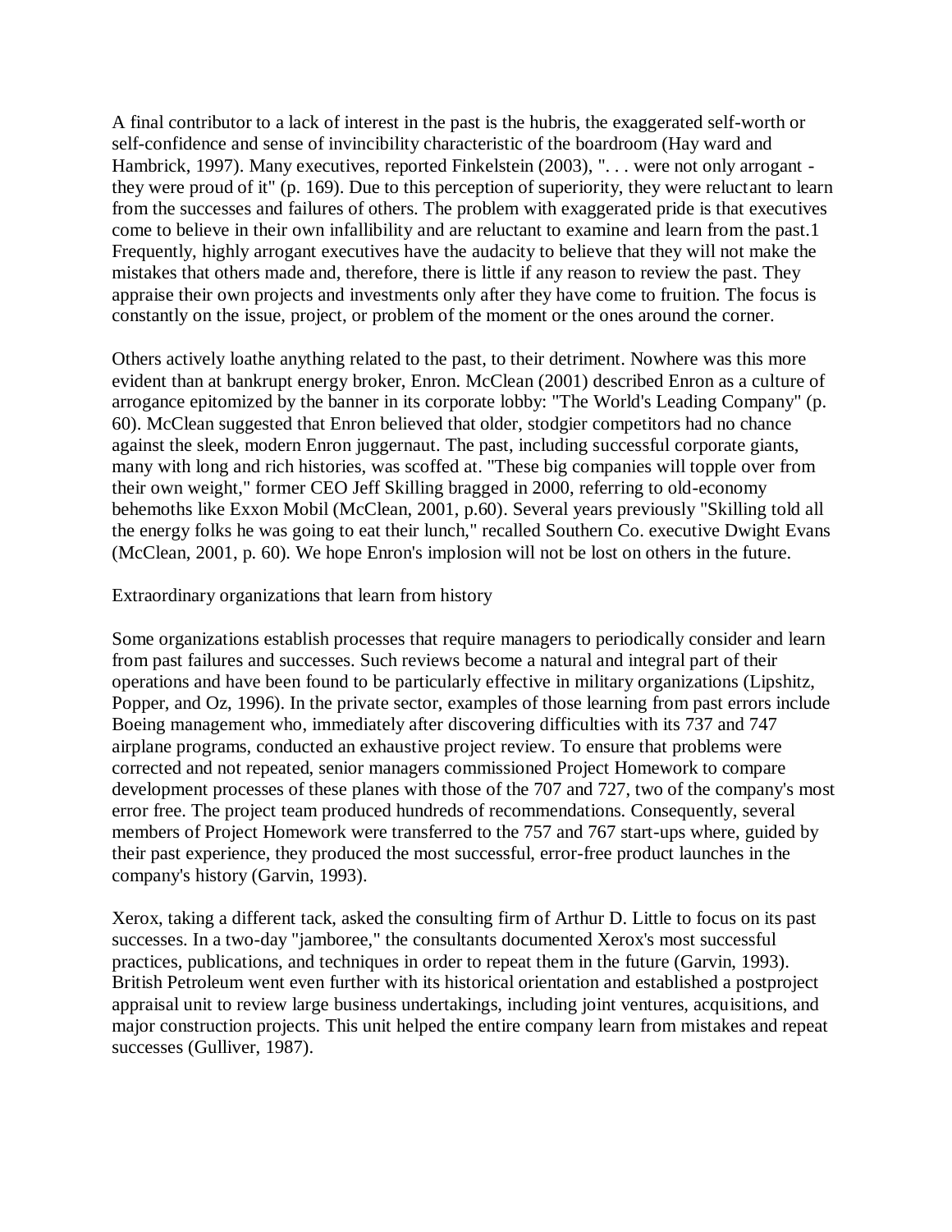A final contributor to a lack of interest in the past is the hubris, the exaggerated self-worth or self-confidence and sense of invincibility characteristic of the boardroom (Hay ward and Hambrick, 1997). Many executives, reported Finkelstein (2003), ". . . were not only arrogant - they were proud of it" (p. 169). Due to this perception of superiority, they were reluctant to learn from the successes and failures of others. The problem with exaggerated pride is that executives come to believe in their own infallibility and are reluctant to examine and learn from the past.1 Frequently, highly arrogant executives have the audacity to believe that they will not make the mistakes that others made and, therefore, there is little if any reason to review the past. They appraise their own projects and investments only after they have come to fruition. The focus is constantly on the issue, project, or problem of the moment or the ones around the corner.

Others actively loathe anything related to the past, to their detriment. Nowhere was this more evident than at bankrupt energy broker, Enron. McClean (2001) described Enron as a culture of arrogance epitomized by the banner in its corporate lobby: "The World's Leading Company" (p. 60). McClean suggested that Enron believed that older, stodgier competitors had no chance against the sleek, modern Enron juggernaut. The past, including successful corporate giants, many with long and rich histories, was scoffed at. "These big companies will topple over from their own weight," former CEO Jeff Skilling bragged in 2000, referring to old-economy behemoths like Exxon Mobil (McClean, 2001, p.60). Several years previously "Skilling told all the energy folks he was going to eat their lunch," recalled Southern Co. executive Dwight Evans (McClean, 2001, p. 60). We hope Enron's implosion will not be lost on others in the future.

Extraordinary organizations that learn from history

Some organizations establish processes that require managers to periodically consider and learn from past failures and successes. Such reviews become a natural and integral part of their operations and have been found to be particularly effective in military organizations (Lipshitz, Popper, and Oz, 1996). In the private sector, examples of those learning from past errors include Boeing management who, immediately after discovering difficulties with its 737 and 747 airplane programs, conducted an exhaustive project review. To ensure that problems were corrected and not repeated, senior managers commissioned Project Homework to compare development processes of these planes with those of the 707 and 727, two of the company's most error free. The project team produced hundreds of recommendations. Consequently, several members of Project Homework were transferred to the 757 and 767 start-ups where, guided by their past experience, they produced the most successful, error-free product launches in the company's history (Garvin, 1993).

Xerox, taking a different tack, asked the consulting firm of Arthur D. Little to focus on its past successes. In a two-day "jamboree," the consultants documented Xerox's most successful practices, publications, and techniques in order to repeat them in the future (Garvin, 1993). British Petroleum went even further with its historical orientation and established a postproject appraisal unit to review large business undertakings, including joint ventures, acquisitions, and major construction projects. This unit helped the entire company learn from mistakes and repeat successes (Gulliver, 1987).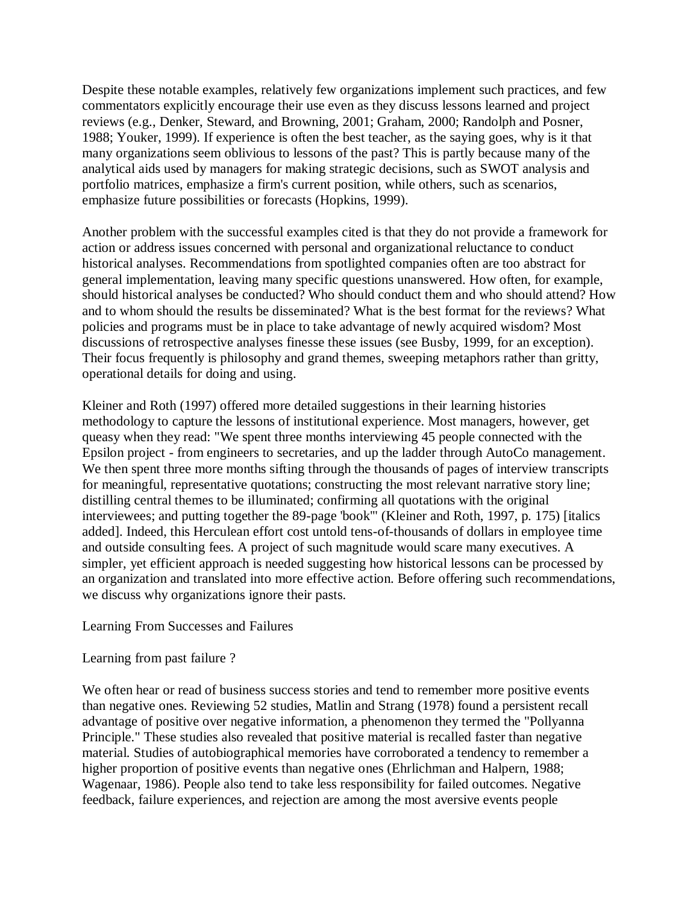Despite these notable examples, relatively few organizations implement such practices, and few commentators explicitly encourage their use even as they discuss lessons learned and project reviews (e.g., Denker, Steward, and Browning, 2001; Graham, 2000; Randolph and Posner, 1988; Youker, 1999). If experience is often the best teacher, as the saying goes, why is it that many organizations seem oblivious to lessons of the past? This is partly because many of the analytical aids used by managers for making strategic decisions, such as SWOT analysis and portfolio matrices, emphasize a firm's current position, while others, such as scenarios, emphasize future possibilities or forecasts (Hopkins, 1999).

Another problem with the successful examples cited is that they do not provide a framework for action or address issues concerned with personal and organizational reluctance to conduct historical analyses. Recommendations from spotlighted companies often are too abstract for general implementation, leaving many specific questions unanswered. How often, for example, should historical analyses be conducted? Who should conduct them and who should attend? How and to whom should the results be disseminated? What is the best format for the reviews? What policies and programs must be in place to take advantage of newly acquired wisdom? Most discussions of retrospective analyses finesse these issues (see Busby, 1999, for an exception). Their focus frequently is philosophy and grand themes, sweeping metaphors rather than gritty, operational details for doing and using.

Kleiner and Roth (1997) offered more detailed suggestions in their learning histories methodology to capture the lessons of institutional experience. Most managers, however, get queasy when they read: "We spent three months interviewing 45 people connected with the Epsilon project - from engineers to secretaries, and up the ladder through AutoCo management. We then spent three more months sifting through the thousands of pages of interview transcripts for meaningful, representative quotations; constructing the most relevant narrative story line; distilling central themes to be illuminated; confirming all quotations with the original interviewees; and putting together the 89-page 'book'" (Kleiner and Roth, 1997, p. 175) [italics added]. Indeed, this Herculean effort cost untold tens-of-thousands of dollars in employee time and outside consulting fees. A project of such magnitude would scare many executives. A simpler, yet efficient approach is needed suggesting how historical lessons can be processed by an organization and translated into more effective action. Before offering such recommendations, we discuss why organizations ignore their pasts.

## Learning From Successes and Failures

### Learning from past failure ?

We often hear or read of business success stories and tend to remember more positive events than negative ones. Reviewing 52 studies, Matlin and Strang (1978) found a persistent recall advantage of positive over negative information, a phenomenon they termed the "Pollyanna Principle." These studies also revealed that positive material is recalled faster than negative material. Studies of autobiographical memories have corroborated a tendency to remember a higher proportion of positive events than negative ones (Ehrlichman and Halpern, 1988; Wagenaar, 1986). People also tend to take less responsibility for failed outcomes. Negative feedback, failure experiences, and rejection are among the most aversive events people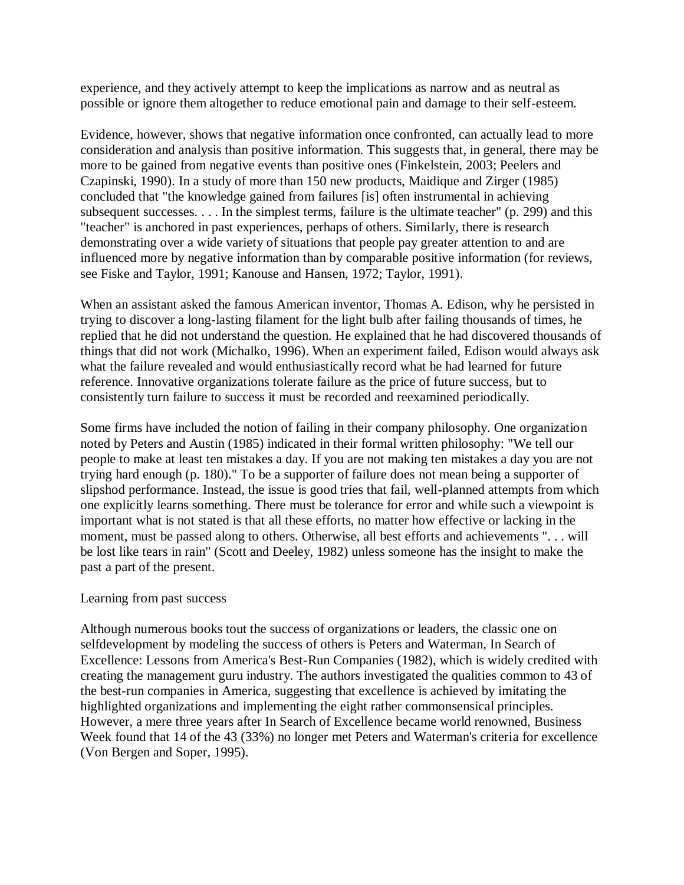experience, and they actively attempt to keep the implications as narrow and as neutral as possible or ignore them altogether to reduce emotional pain and damage to their self-esteem.

Evidence, however, shows that negative information once confronted, can actually lead to more consideration and analysis than positive information. This suggests that, in general, there may be more to be gained from negative events than positive ones (Finkelstein, 2003; Peelers and Czapinski, 1990). In a study of more than 150 new products, Maidique and Zirger (1985) concluded that "the knowledge gained from failures [is] often instrumental in achieving subsequent successes. . . . In the simplest terms, failure is the ultimate teacher" (p. 299) and this "teacher" is anchored in past experiences, perhaps of others. Similarly, there is research demonstrating over a wide variety of situations that people pay greater attention to and are influenced more by negative information than by comparable positive information (for reviews, see Fiske and Taylor, 1991; Kanouse and Hansen, 1972; Taylor, 1991).

When an assistant asked the famous American inventor, Thomas A. Edison, why he persisted in trying to discover a long-lasting filament for the light bulb after failing thousands of times, he replied that he did not understand the question. He explained that he had discovered thousands of things that did not work (Michalko, 1996). When an experiment failed, Edison would always ask what the failure revealed and would enthusiastically record what he had learned for future reference. Innovative organizations tolerate failure as the price of future success, but to consistently turn failure to success it must be recorded and reexamined periodically.

Some firms have included the notion of failing in their company philosophy. One organization noted by Peters and Austin (1985) indicated in their formal written philosophy: "We tell our people to make at least ten mistakes a day. If you are not making ten mistakes a day you are not trying hard enough (p. 180)." To be a supporter of failure does not mean being a supporter of slipshod performance. Instead, the issue is good tries that fail, well-planned attempts from which one explicitly learns something. There must be tolerance for error and while such a viewpoint is important what is not stated is that all these efforts, no matter how effective or lacking in the moment, must be passed along to others. Otherwise, all best efforts and achievements ". . . will be lost like tears in rain" (Scott and Deeley, 1982) unless someone has the insight to make the past a part of the present.

Learning from past success

Although numerous books tout the success of organizations or leaders, the classic one on selfdevelopment by modeling the success of others is Peters and Waterman, In Search of Excellence: Lessons from America's Best-Run Companies (1982), which is widely credited with creating the management guru industry. The authors investigated the qualities common to 43 of the best-run companies in America, suggesting that excellence is achieved by imitating the highlighted organizations and implementing the eight rather commonsensical principles. However, a mere three years after In Search of Excellence became world renowned, Business Week found that 14 of the 43 (33%) no longer met Peters and Waterman's criteria for excellence (Von Bergen and Soper, 1995).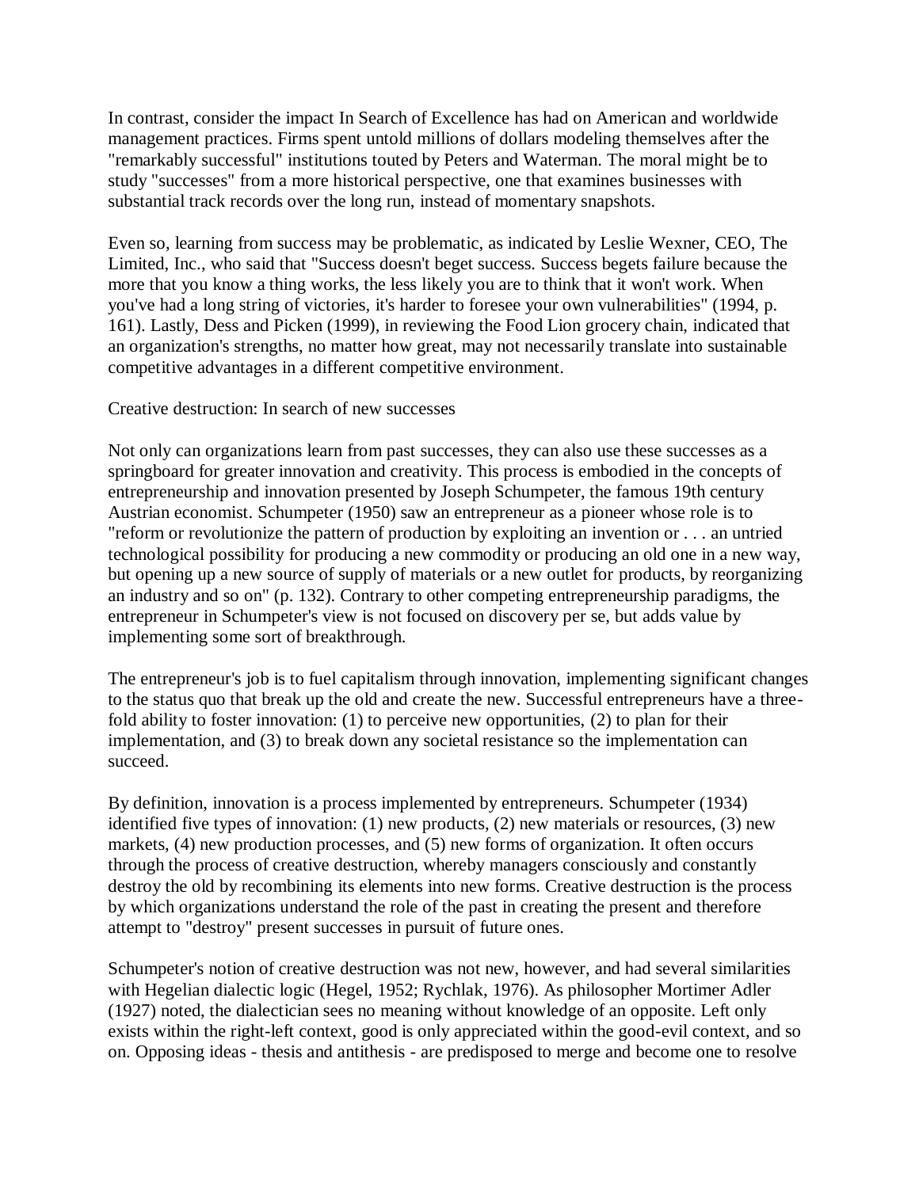In contrast, consider the impact In Search of Excellence has had on American and worldwide management practices. Firms spent untold millions of dollars modeling themselves after the "remarkably successful" institutions touted by Peters and Waterman. The moral might be to study "successes" from a more historical perspective, one that examines businesses with substantial track records over the long run, instead of momentary snapshots.

Even so, learning from success may be problematic, as indicated by Leslie Wexner, CEO, The Limited, Inc., who said that "Success doesn't beget success. Success begets failure because the more that you know a thing works, the less likely you are to think that it won't work. When you've had a long string of victories, it's harder to foresee your own vulnerabilities" (1994, p. 161). Lastly, Dess and Picken (1999), in reviewing the Food Lion grocery chain, indicated that an organization's strengths, no matter how great, may not necessarily translate into sustainable competitive advantages in a different competitive environment.

## Creative destruction: In search of new successes

Not only can organizations learn from past successes, they can also use these successes as a springboard for greater innovation and creativity. This process is embodied in the concepts of entrepreneurship and innovation presented by Joseph Schumpeter, the famous 19th century Austrian economist. Schumpeter (1950) saw an entrepreneur as a pioneer whose role is to "reform or revolutionize the pattern of production by exploiting an invention or . . . an untried technological possibility for producing a new commodity or producing an old one in a new way, but opening up a new source of supply of materials or a new outlet for products, by reorganizing an industry and so on" (p. 132). Contrary to other competing entrepreneurship paradigms, the entrepreneur in Schumpeter's view is not focused on discovery per se, but adds value by implementing some sort of breakthrough.

The entrepreneur's job is to fuel capitalism through innovation, implementing significant changes to the status quo that break up the old and create the new. Successful entrepreneurs have a three-fold ability to foster innovation: (1) to perceive new opportunities, (2) to plan for their implementation, and (3) to break down any societal resistance so the implementation can succeed.

By definition, innovation is a process implemented by entrepreneurs. Schumpeter (1934) identified five types of innovation: (1) new products, (2) new materials or resources, (3) new markets, (4) new production processes, and (5) new forms of organization. It often occurs through the process of creative destruction, whereby managers consciously and constantly destroy the old by recombining its elements into new forms. Creative destruction is the process by which organizations understand the role of the past in creating the present and therefore attempt to "destroy" present successes in pursuit of future ones.

Schumpeter's notion of creative destruction was not new, however, and had several similarities with Hegelian dialectic logic (Hegel, 1952; Rychlak, 1976). As philosopher Mortimer Adler (1927) noted, the dialectician sees no meaning without knowledge of an opposite. Left only exists within the right-left context, good is only appreciated within the good-evil context, and so on. Opposing ideas - thesis and antithesis - are predisposed to merge and become one to resolve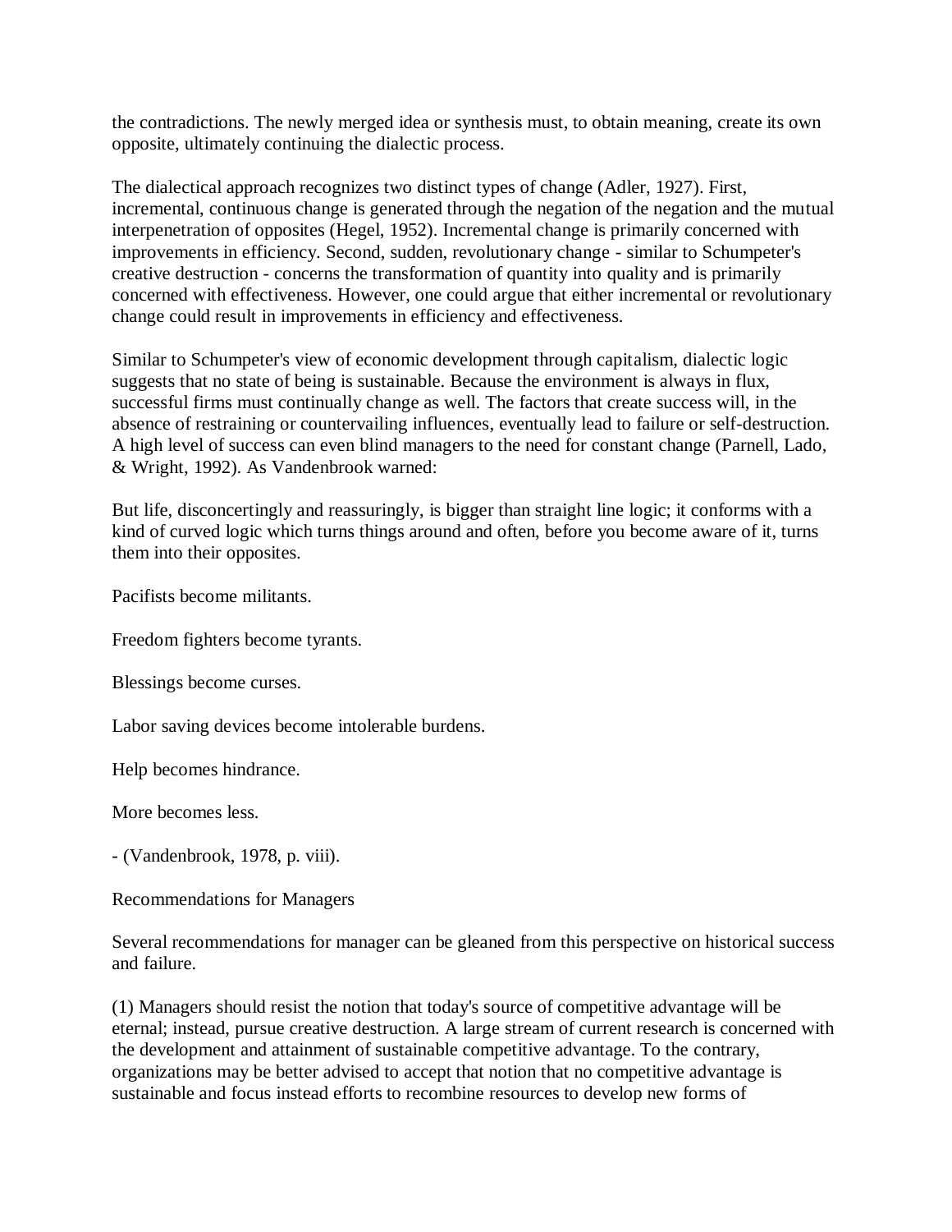the contradictions. The newly merged idea or synthesis must, to obtain meaning, create its own opposite, ultimately continuing the dialectic process.

The dialectical approach recognizes two distinct types of change (Adler, 1927). First, incremental, continuous change is generated through the negation of the negation and the mutual interpenetration of opposites (Hegel, 1952). Incremental change is primarily concerned with improvements in efficiency. Second, sudden, revolutionary change - similar to Schumpeter's creative destruction - concerns the transformation of quantity into quality and is primarily concerned with effectiveness. However, one could argue that either incremental or revolutionary change could result in improvements in efficiency and effectiveness.

Similar to Schumpeter's view of economic development through capitalism, dialectic logic suggests that no state of being is sustainable. Because the environment is always in flux, successful firms must continually change as well. The factors that create success will, in the absence of restraining or countervailing influences, eventually lead to failure or self-destruction. A high level of success can even blind managers to the need for constant change (Parnell, Lado, & Wright, 1992). As Vandenbrook warned:

But life, disconcertingly and reassuringly, is bigger than straight line logic; it conforms with a kind of curved logic which turns things around and often, before you become aware of it, turns them into their opposites.

Pacifists become militants.

Freedom fighters become tyrants.

Blessings become curses.

Labor saving devices become intolerable burdens.

Help becomes hindrance.

More becomes less.

- (Vandenbrook, 1978, p. viii).

## Recommendations for Managers

Several recommendations for manager can be gleaned from this perspective on historical success and failure.

(1) Managers should resist the notion that today's source of competitive advantage will be eternal; instead, pursue creative destruction. A large stream of current research is concerned with the development and attainment of sustainable competitive advantage. To the contrary, organizations may be better advised to accept that notion that no competitive advantage is sustainable and focus instead efforts to recombine resources to develop new forms of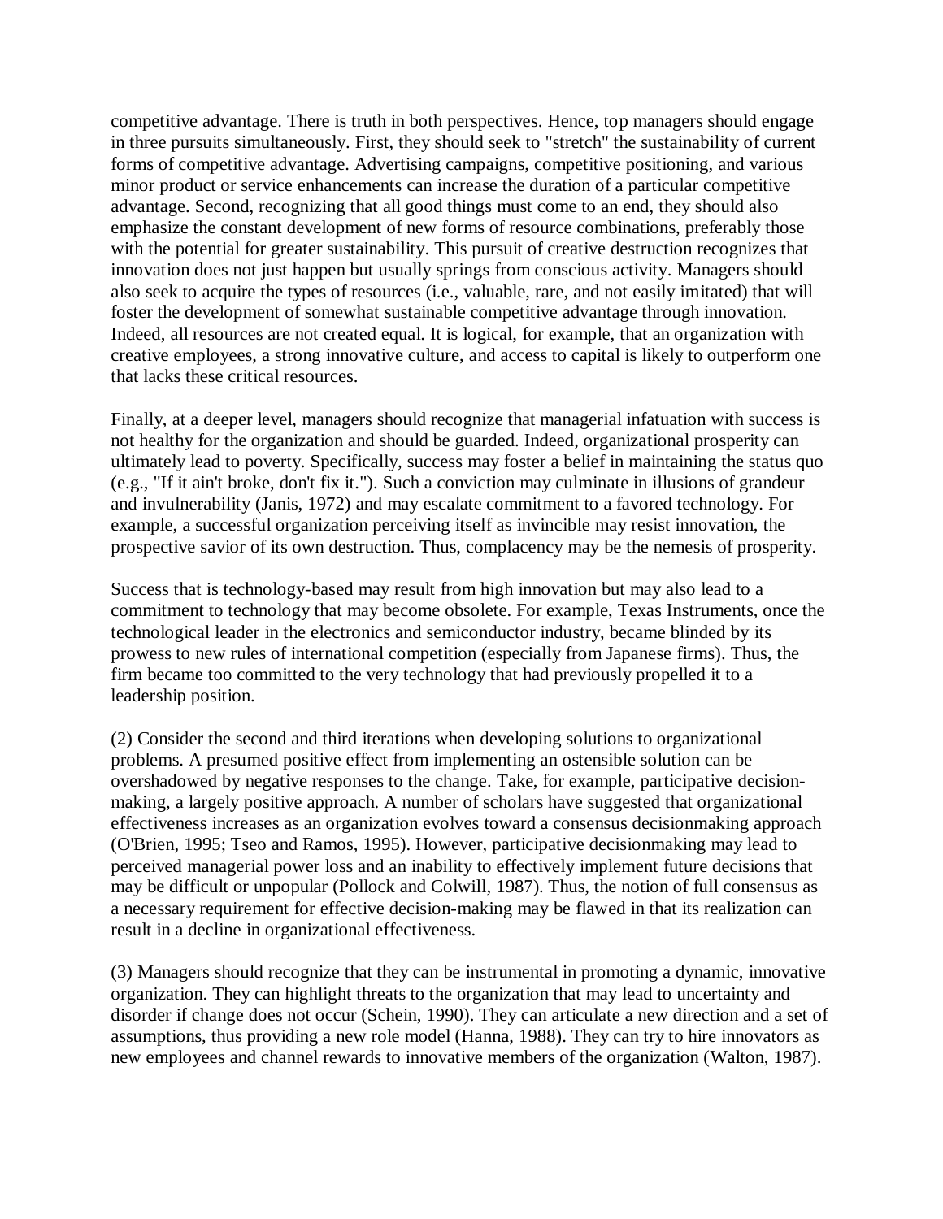competitive advantage. There is truth in both perspectives. Hence, top managers should engage in three pursuits simultaneously. First, they should seek to "stretch" the sustainability of current forms of competitive advantage. Advertising campaigns, competitive positioning, and various minor product or service enhancements can increase the duration of a particular competitive advantage. Second, recognizing that all good things must come to an end, they should also emphasize the constant development of new forms of resource combinations, preferably those with the potential for greater sustainability. This pursuit of creative destruction recognizes that innovation does not just happen but usually springs from conscious activity. Managers should also seek to acquire the types of resources (i.e., valuable, rare, and not easily imitated) that will foster the development of somewhat sustainable competitive advantage through innovation. Indeed, all resources are not created equal. It is logical, for example, that an organization with creative employees, a strong innovative culture, and access to capital is likely to outperform one that lacks these critical resources.

Finally, at a deeper level, managers should recognize that managerial infatuation with success is not healthy for the organization and should be guarded. Indeed, organizational prosperity can ultimately lead to poverty. Specifically, success may foster a belief in maintaining the status quo (e.g., "If it ain't broke, don't fix it."). Such a conviction may culminate in illusions of grandeur and invulnerability (Janis, 1972) and may escalate commitment to a favored technology. For example, a successful organization perceiving itself as invincible may resist innovation, the prospective savior of its own destruction. Thus, complacency may be the nemesis of prosperity.

Success that is technology-based may result from high innovation but may also lead to a commitment to technology that may become obsolete. For example, Texas Instruments, once the technological leader in the electronics and semiconductor industry, became blinded by its prowess to new rules of international competition (especially from Japanese firms). Thus, the firm became too committed to the very technology that had previously propelled it to a leadership position.

(2) Consider the second and third iterations when developing solutions to organizational problems. A presumed positive effect from implementing an ostensible solution can be overshadowed by negative responses to the change. Take, for example, participative decision-making, a largely positive approach. A number of scholars have suggested that organizational effectiveness increases as an organization evolves toward a consensus decisionmaking approach (O'Brien, 1995; Tseo and Ramos, 1995). However, participative decisionmaking may lead to perceived managerial power loss and an inability to effectively implement future decisions that may be difficult or unpopular (Pollock and Colwill, 1987). Thus, the notion of full consensus as a necessary requirement for effective decision-making may be flawed in that its realization can result in a decline in organizational effectiveness.

(3) Managers should recognize that they can be instrumental in promoting a dynamic, innovative organization. They can highlight threats to the organization that may lead to uncertainty and disorder if change does not occur (Schein, 1990). They can articulate a new direction and a set of assumptions, thus providing a new role model (Hanna, 1988). They can try to hire innovators as new employees and channel rewards to innovative members of the organization (Walton, 1987).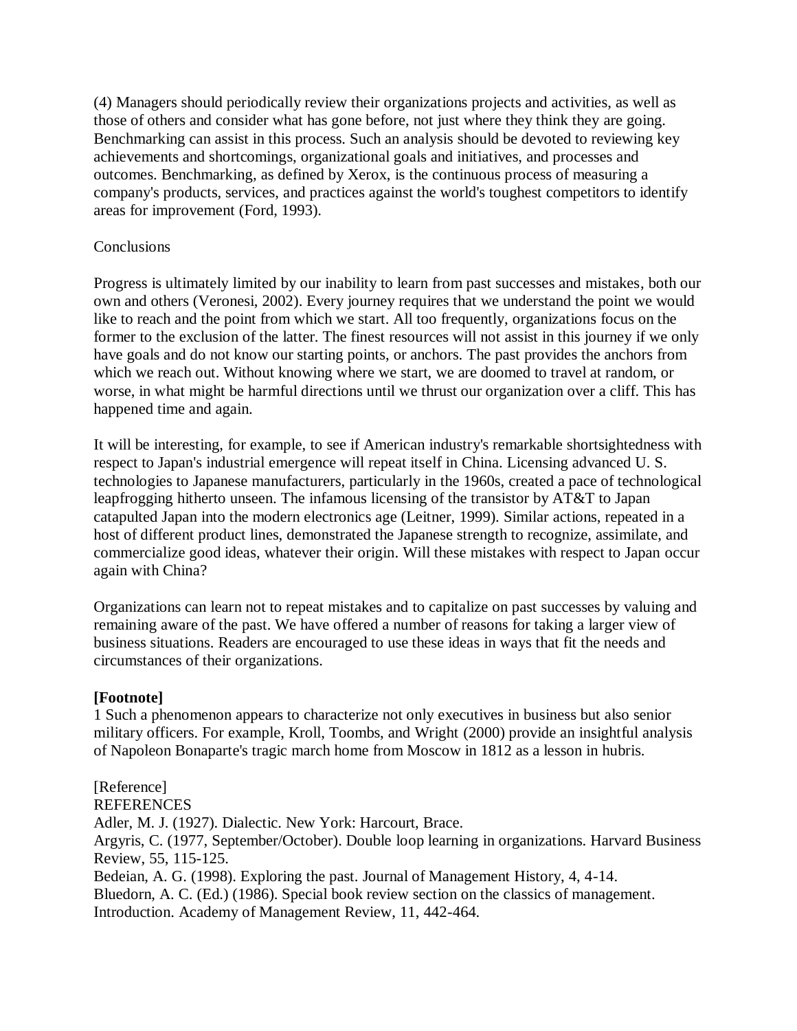(4) Managers should periodically review their organizations projects and activities, as well as those of others and consider what has gone before, not just where they think they are going. Benchmarking can assist in this process. Such an analysis should be devoted to reviewing key achievements and shortcomings, organizational goals and initiatives, and processes and outcomes. Benchmarking, as defined by Xerox, is the continuous process of measuring a company's products, services, and practices against the world's toughest competitors to identify areas for improvement (Ford, 1993).

## Conclusions

Progress is ultimately limited by our inability to learn from past successes and mistakes, both our own and others (Veronesi, 2002). Every journey requires that we understand the point we would like to reach and the point from which we start. All too frequently, organizations focus on the former to the exclusion of the latter. The finest resources will not assist in this journey if we only have goals and do not know our starting points, or anchors. The past provides the anchors from which we reach out. Without knowing where we start, we are doomed to travel at random, or worse, in what might be harmful directions until we thrust our organization over a cliff. This has happened time and again.

It will be interesting, for example, to see if American industry's remarkable shortsightedness with respect to Japan's industrial emergence will repeat itself in China. Licensing advanced U. S. technologies to Japanese manufacturers, particularly in the 1960s, created a pace of technological leapfrogging hitherto unseen. The infamous licensing of the transistor by AT&T to Japan catapulted Japan into the modern electronics age (Leitner, 1999). Similar actions, repeated in a host of different product lines, demonstrated the Japanese strength to recognize, assimilate, and commercialize good ideas, whatever their origin. Will these mistakes with respect to Japan occur again with China?

Organizations can learn not to repeat mistakes and to capitalize on past successes by valuing and remaining aware of the past. We have offered a number of reasons for taking a larger view of business situations. Readers are encouraged to use these ideas in ways that fit the needs and circumstances of their organizations.

**[Footnote]**

1 Such a phenomenon appears to characterize not only executives in business but also senior military officers. For example, Kroll, Toombs, and Wright (2000) provide an insightful analysis of Napoleon Bonaparte's tragic march home from Moscow in 1812 as a lesson in hubris.

[Reference]

REFERENCES

Adler, M. J. (1927). Dialectic. New York: Harcourt, Brace.

Argyris, C. (1977, September/October). Double loop learning in organizations. Harvard Business Review, 55, 115-125.

Bedeian, A. G. (1998). Exploring the past. Journal of Management History, 4, 4-14.

Bluedorn, A. C. (Ed.) (1986). Special book review section on the classics of management. Introduction. Academy of Management Review, 11, 442-464.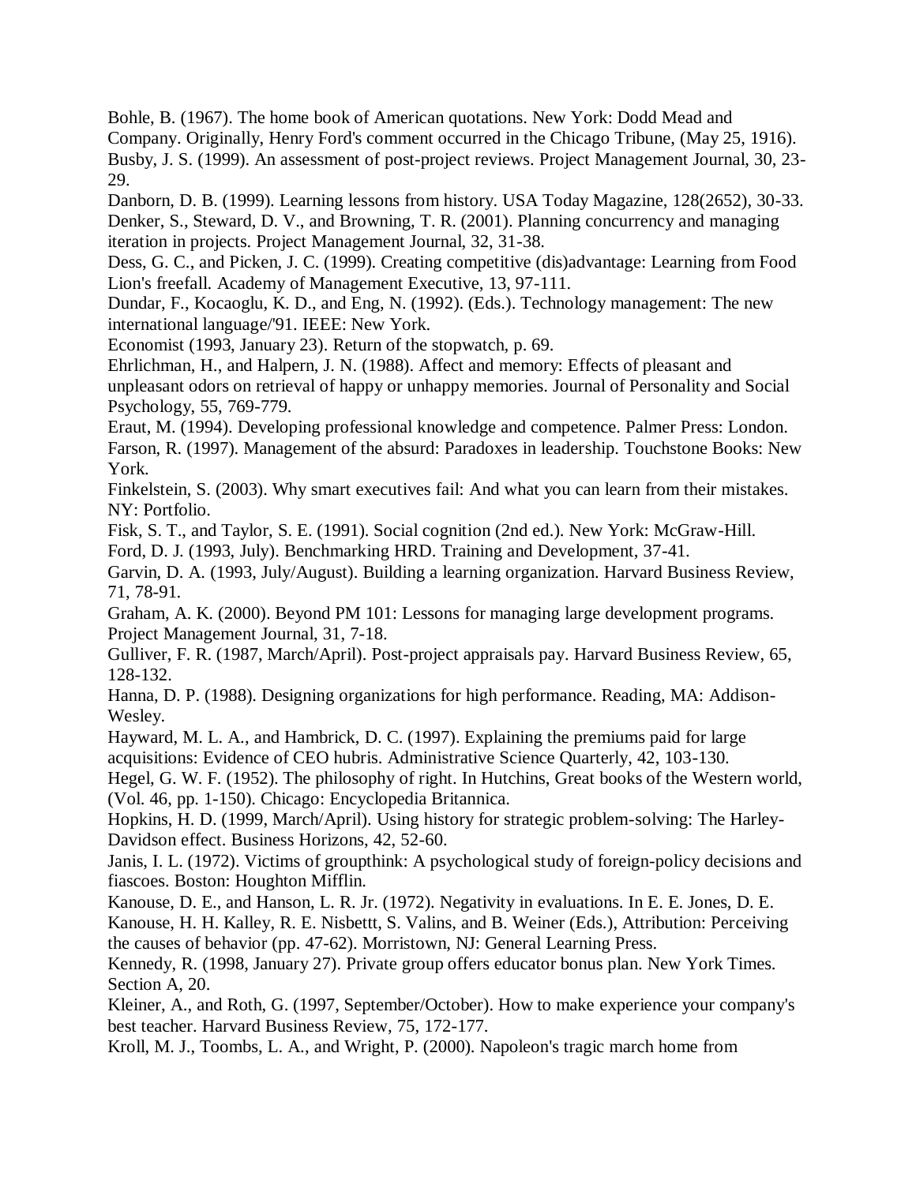Bohle, B. (1967). The home book of American quotations. New York: Dodd Mead and Company. Originally, Henry Ford's comment occurred in the Chicago Tribune, (May 25, 1916).

Busby, J. S. (1999). An assessment of post-project reviews. Project Management Journal, 30, 23-29.

Danborn, D. B. (1999). Learning lessons from history. USA Today Magazine, 128(2652), 30-33.

Denker, S., Steward, D. V., and Browning, T. R. (2001). Planning concurrency and managing iteration in projects. Project Management Journal, 32, 31-38.

Dess, G. C., and Picken, J. C. (1999). Creating competitive (dis)advantage: Learning from Food Lion's freefall. Academy of Management Executive, 13, 97-111.

Dundar, F., Kocaoglu, K. D., and Eng, N. (1992). (Eds.). Technology management: The new international language/'91. IEEE: New York.

Economist (1993, January 23). Return of the stopwatch, p. 69.

Ehrlichman, H., and Halpern, J. N. (1988). Affect and memory: Effects of pleasant and unpleasant odors on retrieval of happy or unhappy memories. Journal of Personality and Social Psychology, 55, 769-779.

Eraut, M. (1994). Developing professional knowledge and competence. Palmer Press: London.

Farson, R. (1997). Management of the absurd: Paradoxes in leadership. Touchstone Books: New York.

Finkelstein, S. (2003). Why smart executives fail: And what you can learn from their mistakes. NY: Portfolio.

Fisk, S. T., and Taylor, S. E. (1991). Social cognition (2nd ed.). New York: McGraw-Hill.

Ford, D. J. (1993, July). Benchmarking HRD. Training and Development, 37-41.

Garvin, D. A. (1993, July/August). Building a learning organization. Harvard Business Review, 71, 78-91.

Graham, A. K. (2000). Beyond PM 101: Lessons for managing large development programs. Project Management Journal, 31, 7-18.

Gulliver, F. R. (1987, March/April). Post-project appraisals pay. Harvard Business Review, 65, 128-132.

Hanna, D. P. (1988). Designing organizations for high performance. Reading, MA: Addison-Wesley.

Hayward, M. L. A., and Hambrick, D. C. (1997). Explaining the premiums paid for large acquisitions: Evidence of CEO hubris. Administrative Science Quarterly, 42, 103-130.

Hegel, G. W. F. (1952). The philosophy of right. In Hutchins, Great books of the Western world, (Vol. 46, pp. 1-150). Chicago: Encyclopedia Britannica.

Hopkins, H. D. (1999, March/April). Using history for strategic problem-solving: The Harley-Davidson effect. Business Horizons, 42, 52-60.

Janis, I. L. (1972). Victims of groupthink: A psychological study of foreign-policy decisions and fiascoes. Boston: Houghton Mifflin.

Kanouse, D. E., and Hanson, L. R. Jr. (1972). Negativity in evaluations. In E. E. Jones, D. E. Kanouse, H. H. Kalley, R. E. Nisbettt, S. Valins, and B. Weiner (Eds.), Attribution: Perceiving the causes of behavior (pp. 47-62). Morristown, NJ: General Learning Press.

Kennedy, R. (1998, January 27). Private group offers educator bonus plan. New York Times. Section A, 20.

Kleiner, A., and Roth, G. (1997, September/October). How to make experience your company's best teacher. Harvard Business Review, 75, 172-177.

Kroll, M. J., Toombs, L. A., and Wright, P. (2000). Napoleon's tragic march home from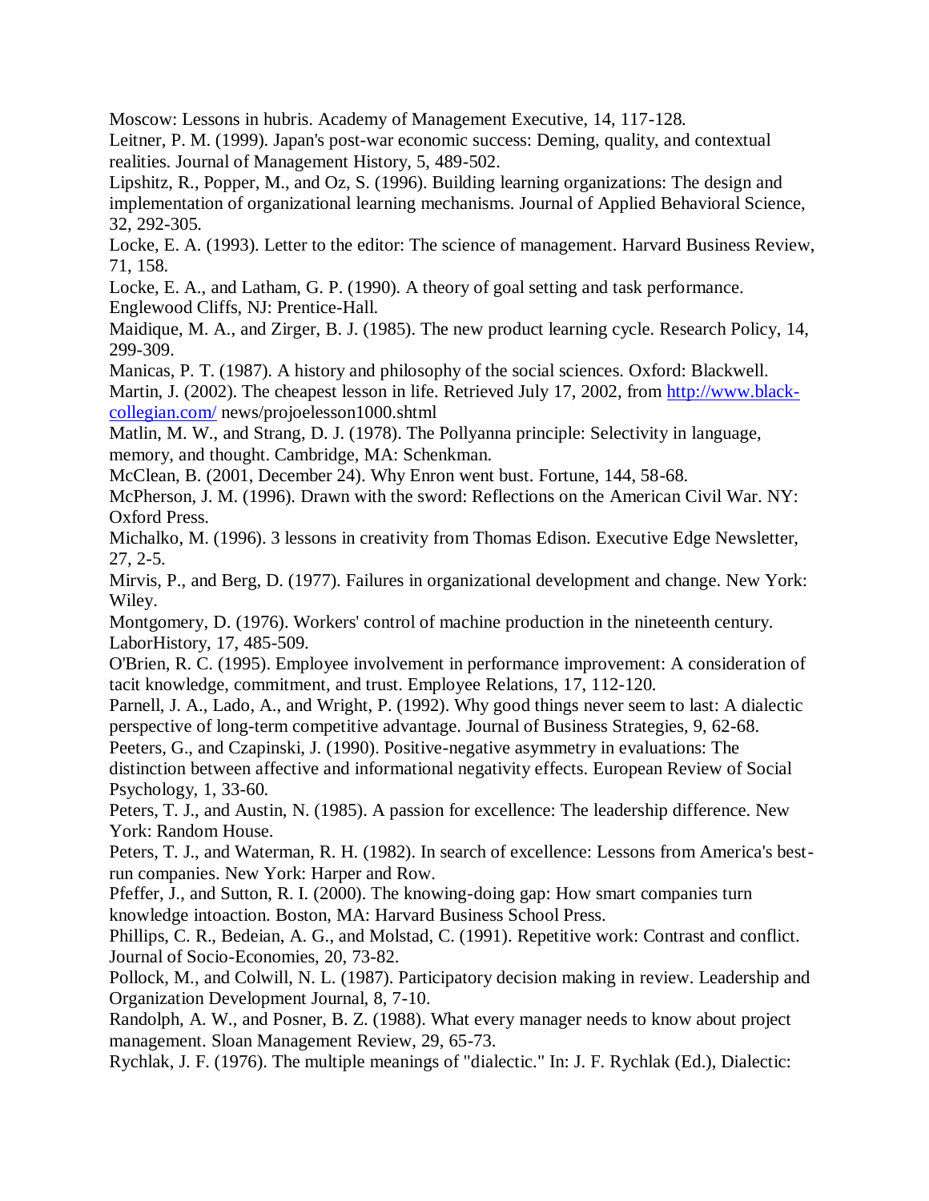Moscow: Lessons in hubris. Academy of Management Executive, 14, 117-128.

Leitner, P. M. (1999). Japan's post-war economic success: Deming, quality, and contextual realities. Journal of Management History, 5, 489-502.

Lipshitz, R., Popper, M., and Oz, S. (1996). Building learning organizations: The design and implementation of organizational learning mechanisms. Journal of Applied Behavioral Science, 32, 292-305.

Locke, E. A. (1993). Letter to the editor: The science of management. Harvard Business Review, 71, 158.

Locke, E. A., and Latham, G. P. (1990). A theory of goal setting and task performance. Englewood Cliffs, NJ: Prentice-Hall.

Maidique, M. A., and Zirger, B. J. (1985). The new product learning cycle. Research Policy, 14, 299-309.

Manicas, P. T. (1987). A history and philosophy of the social sciences. Oxford: Blackwell.

Martin, J. (2002). The cheapest lesson in life. Retrieved July 17, 2002, from [http://www.black-collegian.com/](http://www.black-collegian.com/) news/projoelesson1000.shtml

Matlin, M. W., and Strang, D. J. (1978). The Pollyanna principle: Selectivity in language, memory, and thought. Cambridge, MA: Schenkman.

McClean, B. (2001, December 24). Why Enron went bust. Fortune, 144, 58-68.

McPherson, J. M. (1996). Drawn with the sword: Reflections on the American Civil War. NY: Oxford Press.

Michalko, M. (1996). 3 lessons in creativity from Thomas Edison. Executive Edge Newsletter, 27, 2-5.

Mirvis, P., and Berg, D. (1977). Failures in organizational development and change. New York: Wiley.

Montgomery, D. (1976). Workers' control of machine production in the nineteenth century. LaborHistory, 17, 485-509.

O'Brien, R. C. (1995). Employee involvement in performance improvement: A consideration of tacit knowledge, commitment, and trust. Employee Relations, 17, 112-120.

Parnell, J. A., Lado, A., and Wright, P. (1992). Why good things never seem to last: A dialectic perspective of long-term competitive advantage. Journal of Business Strategies, 9, 62-68.

Peeters, G., and Czapinski, J. (1990). Positive-negative asymmetry in evaluations: The distinction between affective and informational negativity effects. European Review of Social Psychology, 1, 33-60.

Peters, T. J., and Austin, N. (1985). A passion for excellence: The leadership difference. New York: Random House.

Peters, T. J., and Waterman, R. H. (1982). In search of excellence: Lessons from America's best-run companies. New York: Harper and Row.

Pfeffer, J., and Sutton, R. I. (2000). The knowing-doing gap: How smart companies turn knowledge intoaction. Boston, MA: Harvard Business School Press.

Phillips, C. R., Bedeian, A. G., and Molstad, C. (1991). Repetitive work: Contrast and conflict. Journal of Socio-Economies, 20, 73-82.

Pollock, M., and Colwill, N. L. (1987). Participatory decision making in review. Leadership and Organization Development Journal, 8, 7-10.

Randolph, A. W., and Posner, B. Z. (1988). What every manager needs to know about project management. Sloan Management Review, 29, 65-73.

Rychlak, J. F. (1976). The multiple meanings of "dialectic." In: J. F. Rychlak (Ed.), Dialectic: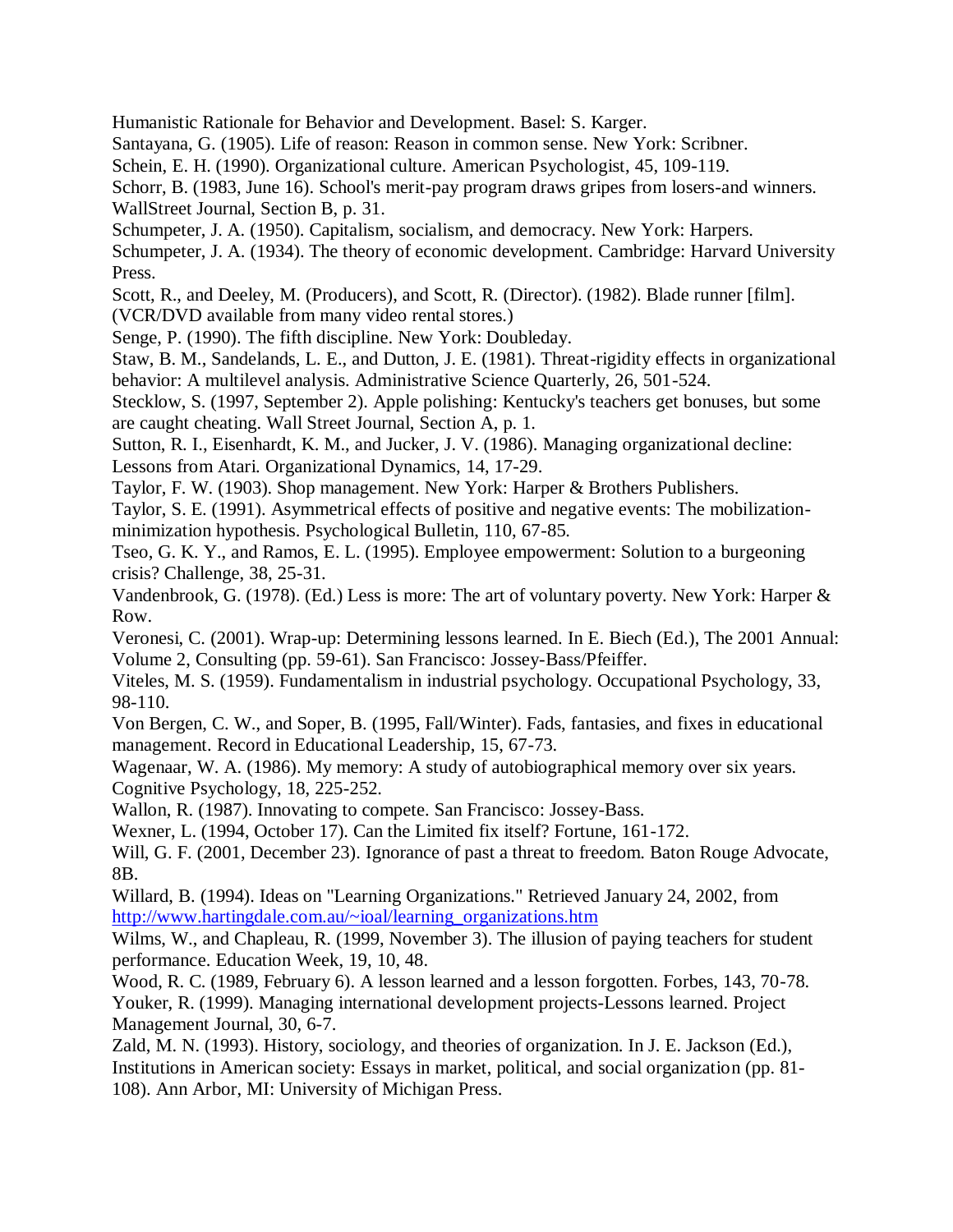Humanistic Rationale for Behavior and Development. Basel: S. Karger.

Santayana, G. (1905). Life of reason: Reason in common sense. New York: Scribner.

Schein, E. H. (1990). Organizational culture. American Psychologist, 45, 109-119.

Schorr, B. (1983, June 16). School's merit-pay program draws gripes from losers-and winners. WallStreet Journal, Section B, p. 31.

Schumpeter, J. A. (1950). Capitalism, socialism, and democracy. New York: Harpers.

Schumpeter, J. A. (1934). The theory of economic development. Cambridge: Harvard University Press.

Scott, R., and Deeley, M. (Producers), and Scott, R. (Director). (1982). Blade runner [film]. (VCR/DVD available from many video rental stores.)

Senge, P. (1990). The fifth discipline. New York: Doubleday.

Staw, B. M., Sandelands, L. E., and Dutton, J. E. (1981). Threat-rigidity effects in organizational behavior: A multilevel analysis. Administrative Science Quarterly, 26, 501-524.

Stecklow, S. (1997, September 2). Apple polishing: Kentucky's teachers get bonuses, but some are caught cheating. Wall Street Journal, Section A, p. 1.

Sutton, R. I., Eisenhardt, K. M., and Jucker, J. V. (1986). Managing organizational decline: Lessons from Atari. Organizational Dynamics, 14, 17-29.

Taylor, F. W. (1903). Shop management. New York: Harper & Brothers Publishers.

Taylor, S. E. (1991). Asymmetrical effects of positive and negative events: The mobilization-minimization hypothesis. Psychological Bulletin, 110, 67-85.

Tseo, G. K. Y., and Ramos, E. L. (1995). Employee empowerment: Solution to a burgeoning crisis? Challenge, 38, 25-31.

Vandenbrook, G. (1978). (Ed.) Less is more: The art of voluntary poverty. New York: Harper & Row.

Veronesi, C. (2001). Wrap-up: Determining lessons learned. In E. Biech (Ed.), The 2001 Annual: Volume 2, Consulting (pp. 59-61). San Francisco: Jossey-Bass/Pfeiffer.

Viteles, M. S. (1959). Fundamentalism in industrial psychology. Occupational Psychology, 33, 98-110.

Von Bergen, C. W., and Soper, B. (1995, Fall/Winter). Fads, fantasies, and fixes in educational management. Record in Educational Leadership, 15, 67-73.

Wagenaar, W. A. (1986). My memory: A study of autobiographical memory over six years. Cognitive Psychology, 18, 225-252.

Wallon, R. (1987). Innovating to compete. San Francisco: Jossey-Bass.

Wexner, L. (1994, October 17). Can the Limited fix itself? Fortune, 161-172.

Will, G. F. (2001, December 23). Ignorance of past a threat to freedom. Baton Rouge Advocate, 8B.

Willard, B. (1994). Ideas on "Learning Organizations." Retrieved January 24, 2002, from http://www.hartingdale.com.au/~ioal/learning_organizations.htm

Wilms, W., and Chapleau, R. (1999, November 3). The illusion of paying teachers for student performance. Education Week, 19, 10, 48.

Wood, R. C. (1989, February 6). A lesson learned and a lesson forgotten. Forbes, 143, 70-78.

Youker, R. (1999). Managing international development projects-Lessons learned. Project Management Journal, 30, 6-7.

Zald, M. N. (1993). History, sociology, and theories of organization. In J. E. Jackson (Ed.), Institutions in American society: Essays in market, political, and social organization (pp. 81-108). Ann Arbor, MI: University of Michigan Press.